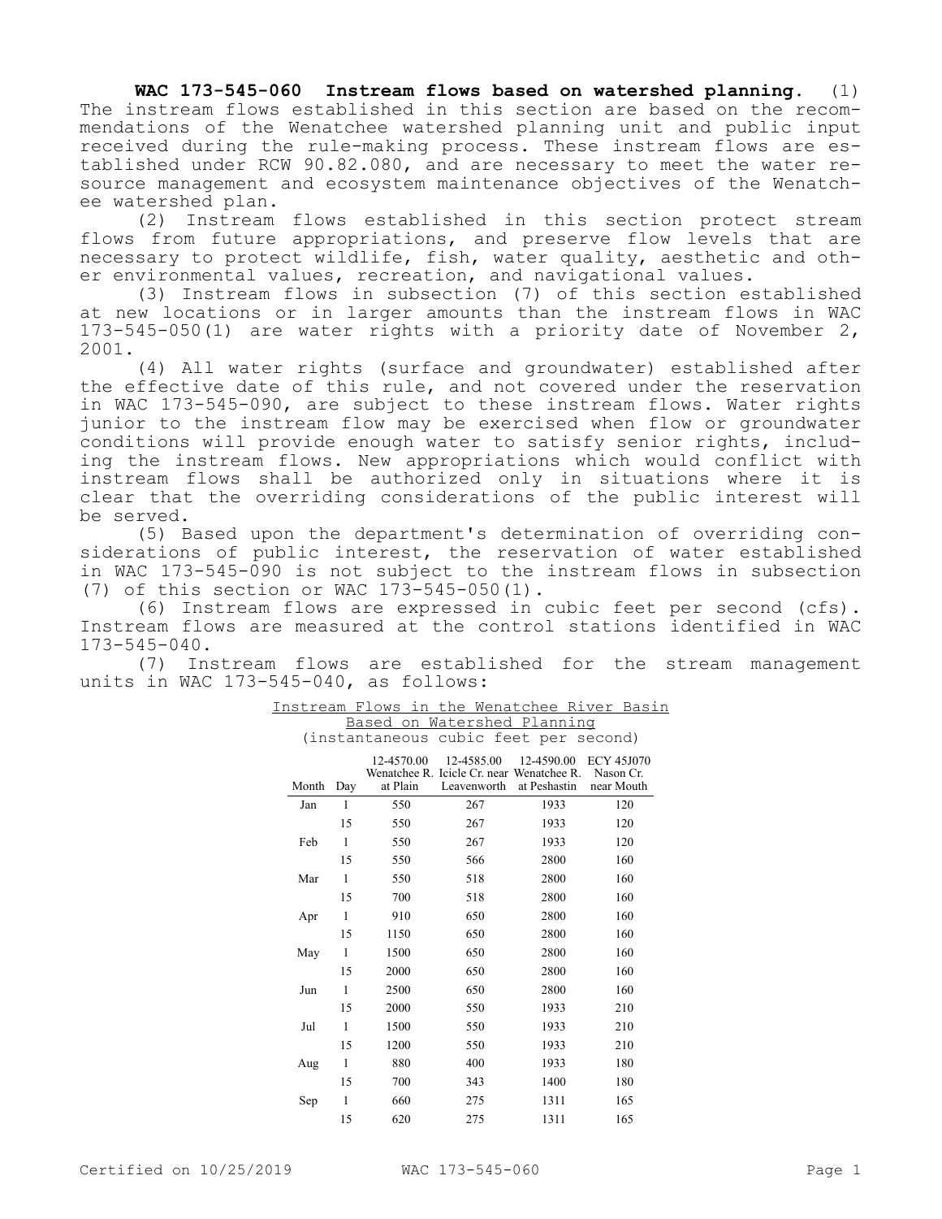**WAC 173-545-060 Instream flows based on watershed planning.** (1) The instream flows established in this section are based on the recommendations of the Wenatchee watershed planning unit and public input received during the rule-making process. These instream flows are established under RCW 90.82.080, and are necessary to meet the water resource management and ecosystem maintenance objectives of the Wenatchee watershed plan.

(2) Instream flows established in this section protect stream flows from future appropriations, and preserve flow levels that are necessary to protect wildlife, fish, water quality, aesthetic and other environmental values, recreation, and navigational values.

(3) Instream flows in subsection (7) of this section established at new locations or in larger amounts than the instream flows in WAC 173-545-050(1) are water rights with a priority date of November 2, 2001.

(4) All water rights (surface and groundwater) established after the effective date of this rule, and not covered under the reservation in WAC 173-545-090, are subject to these instream flows. Water rights junior to the instream flow may be exercised when flow or groundwater conditions will provide enough water to satisfy senior rights, including the instream flows. New appropriations which would conflict with instream flows shall be authorized only in situations where it is clear that the overriding considerations of the public interest will be served.

(5) Based upon the department's determination of overriding considerations of public interest, the reservation of water established in WAC 173-545-090 is not subject to the instream flows in subsection (7) of this section or WAC 173-545-050(1).

(6) Instream flows are expressed in cubic feet per second (cfs). Instream flows are measured at the control stations identified in WAC 173-545-040.

(7) Instream flows are established for the stream management units in WAC 173-545-040, as follows:

Instream Flows in the Wenatchee River Basin Based on Watershed Planning
(instantaneous cubic feet per second)

| Month | Day | 12-4570.00 Wenatchee R. at Plain | 12-4585.00 Icicle Cr. near Leavenworth | 12-4590.00 Wenatchee R. at Peshastin | ECY 45J070 Nason Cr. near Mouth |
|---|---|---|---|---|---|
| Jan | 1 | 550 | 267 | 1933 | 120 |
| | 15 | 550 | 267 | 1933 | 120 |
| Feb | 1 | 550 | 267 | 1933 | 120 |
| | 15 | 550 | 566 | 2800 | 160 |
| Mar | 1 | 550 | 518 | 2800 | 160 |
| | 15 | 700 | 518 | 2800 | 160 |
| Apr | 1 | 910 | 650 | 2800 | 160 |
| | 15 | 1150 | 650 | 2800 | 160 |
| May | 1 | 1500 | 650 | 2800 | 160 |
| | 15 | 2000 | 650 | 2800 | 160 |
| Jun | 1 | 2500 | 650 | 2800 | 160 |
| | 15 | 2000 | 550 | 1933 | 210 |
| Jul | 1 | 1500 | 550 | 1933 | 210 |
| | 15 | 1200 | 550 | 1933 | 210 |
| Aug | 1 | 880 | 400 | 1933 | 180 |
| | 15 | 700 | 343 | 1400 | 180 |
| Sep | 1 | 660 | 275 | 1311 | 165 |
| | 15 | 620 | 275 | 1311 | 165 |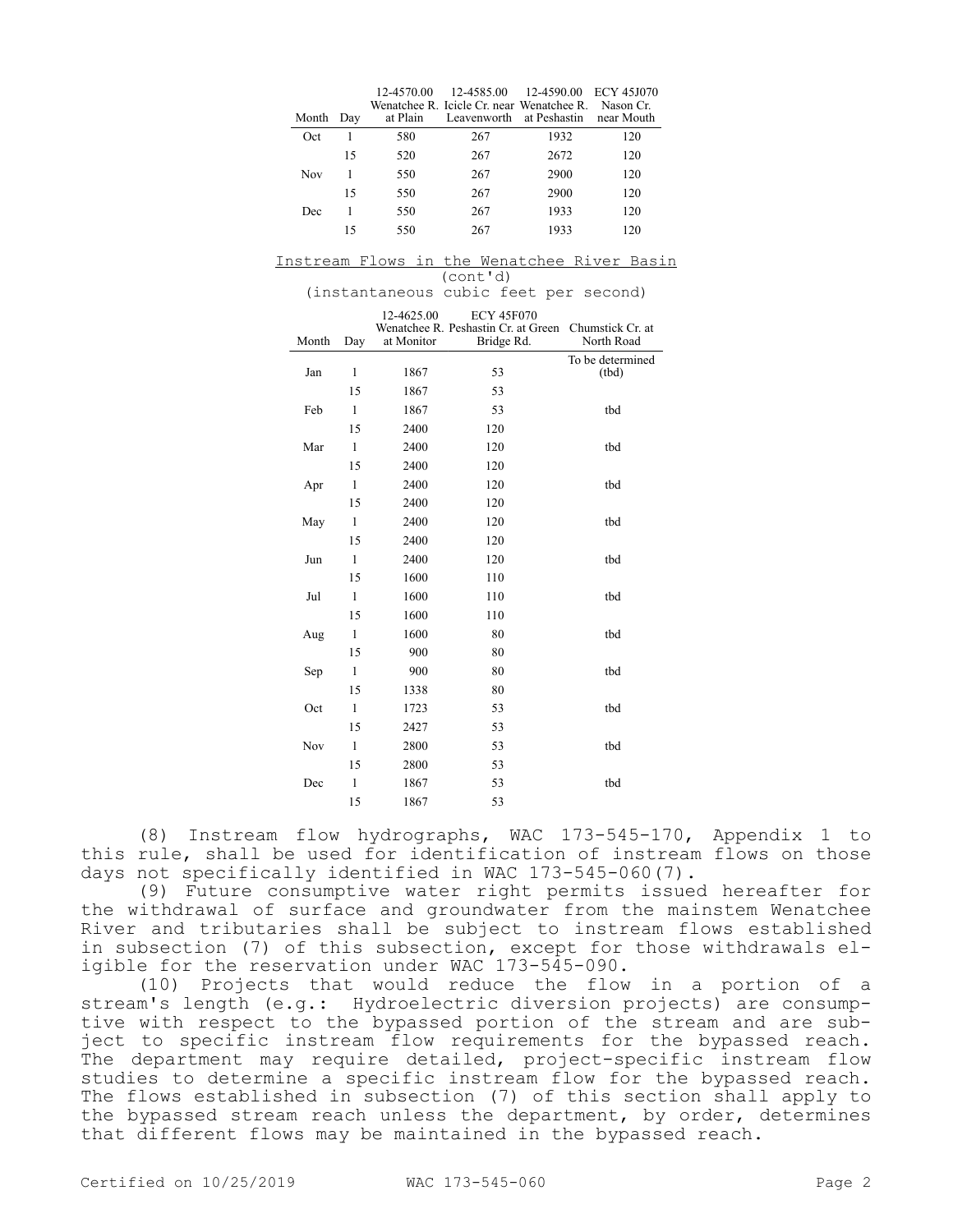| Month | Day | 12-4570.00 Wenatchee R. at Plain | 12-4585.00 Icicle Cr. near Leavenworth | 12-4590.00 Wenatchee R. at Peshastin | ECY 45J070 Nason Cr. near Mouth |
|---|---|---|---|---|---|
| Oct | 1 | 580 | 267 | 1932 | 120 |
| | 15 | 520 | 267 | 2672 | 120 |
| Nov | 1 | 550 | 267 | 2900 | 120 |
| | 15 | 550 | 267 | 2900 | 120 |
| Dec | 1 | 550 | 267 | 1933 | 120 |
| | 15 | 550 | 267 | 1933 | 120 |

Instream Flows in the Wenatchee River Basin
(cont'd)
(instantaneous cubic feet per second)

| Month | Day | 12-4625.00 Wenatchee R. at Monitor | ECY 45F070 Peshastin Cr. at Green Bridge Rd. | Chumstick Cr. at North Road |
|---|---|---|---|---|
| Jan | 1 | 1867 | 53 | To be determined (tbd) |
| | 15 | 1867 | 53 | |
| Feb | 1 | 1867 | 53 | tbd |
| | 15 | 2400 | 120 | |
| Mar | 1 | 2400 | 120 | tbd |
| | 15 | 2400 | 120 | |
| Apr | 1 | 2400 | 120 | tbd |
| | 15 | 2400 | 120 | |
| May | 1 | 2400 | 120 | tbd |
| | 15 | 2400 | 120 | |
| Jun | 1 | 2400 | 120 | tbd |
| | 15 | 1600 | 110 | |
| Jul | 1 | 1600 | 110 | tbd |
| | 15 | 1600 | 110 | |
| Aug | 1 | 1600 | 80 | tbd |
| | 15 | 900 | 80 | |
| Sep | 1 | 900 | 80 | tbd |
| | 15 | 1338 | 80 | |
| Oct | 1 | 1723 | 53 | tbd |
| | 15 | 2427 | 53 | |
| Nov | 1 | 2800 | 53 | tbd |
| | 15 | 2800 | 53 | |
| Dec | 1 | 1867 | 53 | tbd |
| | 15 | 1867 | 53 | |

(8) Instream flow hydrographs, WAC 173-545-170, Appendix 1 to this rule, shall be used for identification of instream flows on those days not specifically identified in WAC 173-545-060(7).

(9) Future consumptive water right permits issued hereafter for the withdrawal of surface and groundwater from the mainstem Wenatchee River and tributaries shall be subject to instream flows established in subsection (7) of this subsection, except for those withdrawals eligible for the reservation under WAC 173-545-090.

(10) Projects that would reduce the flow in a portion of a stream's length (e.g.: Hydroelectric diversion projects) are consumptive with respect to the bypassed portion of the stream and are subject to specific instream flow requirements for the bypassed reach. The department may require detailed, project-specific instream flow studies to determine a specific instream flow for the bypassed reach. The flows established in subsection (7) of this section shall apply to the bypassed stream reach unless the department, by order, determines that different flows may be maintained in the bypassed reach.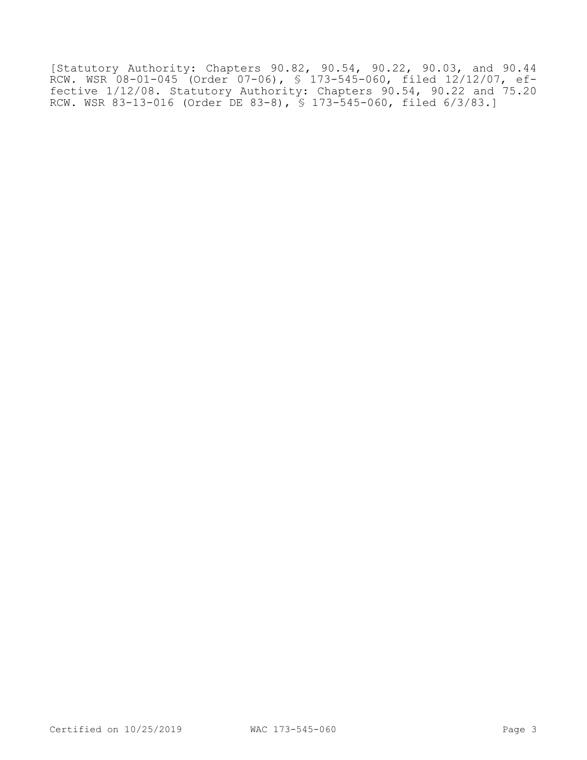[Statutory Authority: Chapters 90.82, 90.54, 90.22, 90.03, and 90.44 RCW. WSR 08-01-045 (Order 07-06), § 173-545-060, filed 12/12/07, effective 1/12/08. Statutory Authority: Chapters 90.54, 90.22 and 75.20 RCW. WSR 83-13-016 (Order DE 83-8), § 173-545-060, filed 6/3/83.]